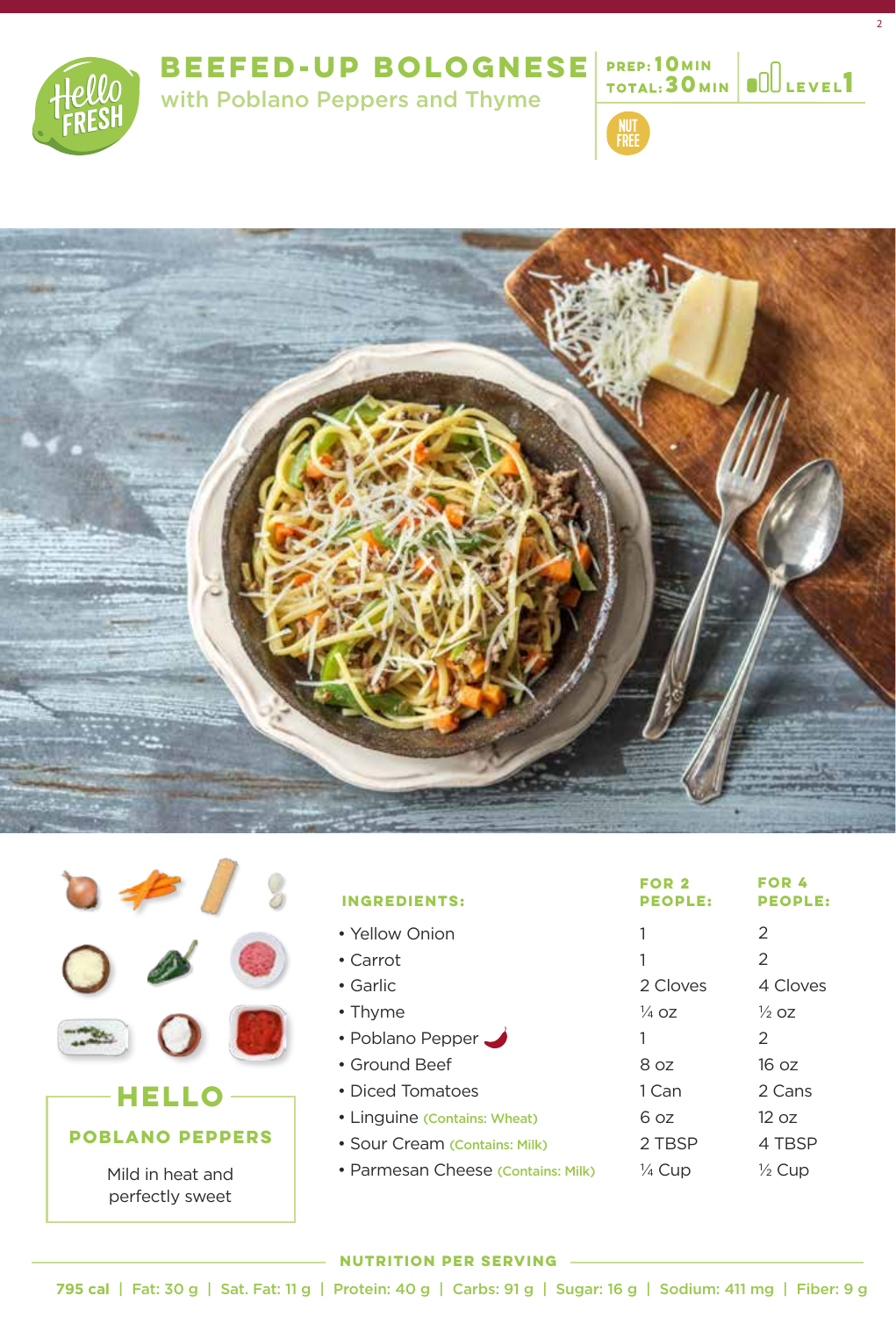# BEEFED-UP BOLOGNESE

## with Poblano Peppers and Thyme

PREP: 10 MIN
TOTAL: 30 MIN
LEVEL 1

NUT FREE

| INGREDIENTS: | FOR 2 PEOPLE: | FOR 4 PEOPLE: |
|---|---|---|
| • Yellow Onion | 1 | 2 |
| • Carrot | 1 | 2 |
| • Garlic | 2 Cloves | 4 Cloves |
| • Thyme | ¼ oz | ½ oz |
| • Poblano Pepper | 1 | 2 |
| • Ground Beef | 8 oz | 16 oz |
| • Diced Tomatoes | 1 Can | 2 Cans |
| • Linguine (Contains: Wheat) | 6 oz | 12 oz |
| • Sour Cream (Contains: Milk) | 2 TBSP | 4 TBSP |
| • Parmesan Cheese (Contains: Milk) | ¼ Cup | ½ Cup |

### HELLO

**POBLANO PEPPERS**

Mild in heat and perfectly sweet

### NUTRITION PER SERVING

795 cal | Fat: 30 g | Sat. Fat: 11 g | Protein: 40 g | Carbs: 91 g | Sugar: 16 g | Sodium: 411 mg | Fiber: 9 g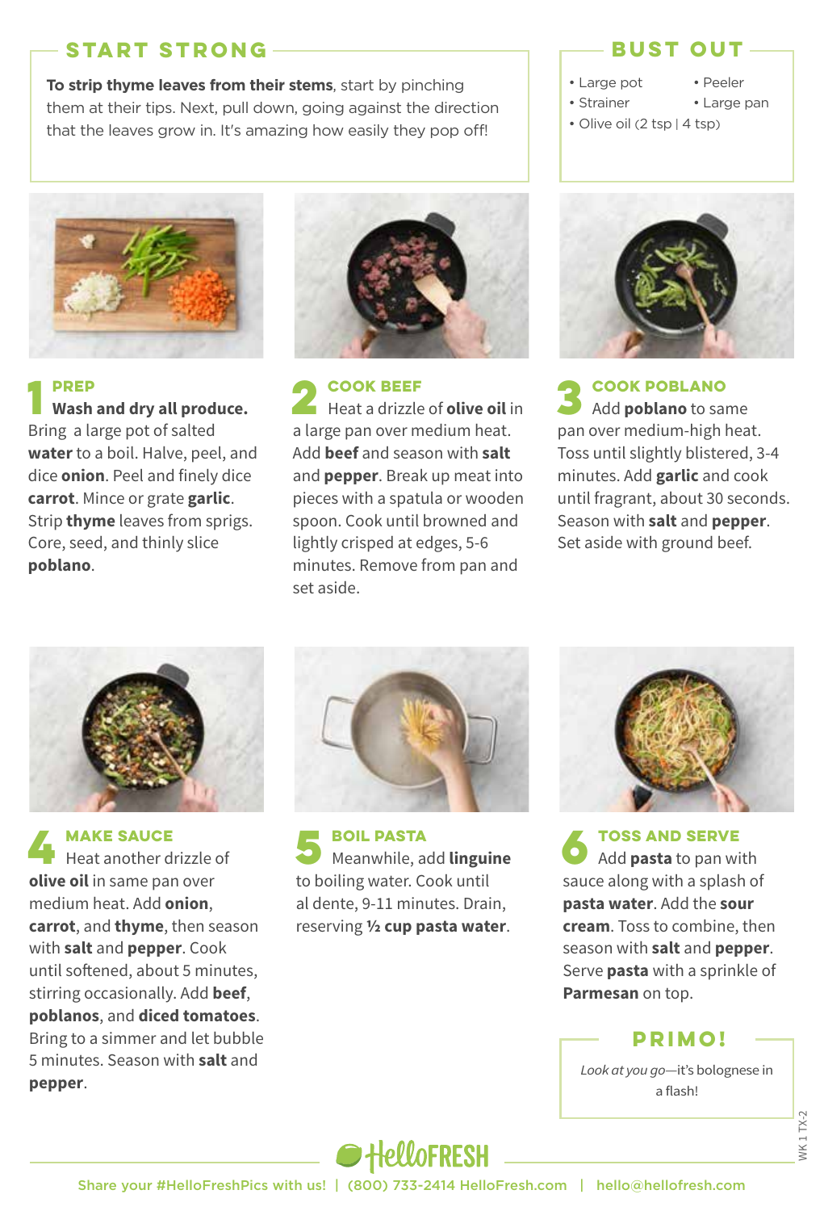## START STRONG

**To strip thyme leaves from their stems**, start by pinching them at their tips. Next, pull down, going against the direction that the leaves grow in. It's amazing how easily they pop off!

## BUST OUT

- Large pot
- Peeler
- Strainer
- Large pan
- Olive oil (2 tsp | 4 tsp)

### 1 PREP

**Wash and dry all produce.** Bring a large pot of salted **water** to a boil. Halve, peel, and dice **onion**. Peel and finely dice **carrot**. Mince or grate **garlic**. Strip **thyme** leaves from sprigs. Core, seed, and thinly slice **poblano**.

### 2 COOK BEEF

Heat a drizzle of **olive oil** in a large pan over medium heat. Add **beef** and season with **salt** and **pepper**. Break up meat into pieces with a spatula or wooden spoon. Cook until browned and lightly crisped at edges, 5-6 minutes. Remove from pan and set aside.

### 3 COOK POBLANO

Add **poblano** to same pan over medium-high heat. Toss until slightly blistered, 3-4 minutes. Add **garlic** and cook until fragrant, about 30 seconds. Season with **salt** and **pepper**. Set aside with ground beef.

### 4 MAKE SAUCE

Heat another drizzle of **olive oil** in same pan over medium heat. Add **onion**, **carrot**, and **thyme**, then season with **salt** and **pepper**. Cook until softened, about 5 minutes, stirring occasionally. Add **beef**, **poblanos**, and **diced tomatoes**. Bring to a simmer and let bubble 5 minutes. Season with **salt** and **pepper**.

### 5 BOIL PASTA

Meanwhile, add **linguine** to boiling water. Cook until al dente, 9-11 minutes. Drain, reserving **½ cup pasta water**.

### 6 TOSS AND SERVE

Add **pasta** to pan with sauce along with a splash of **pasta water**. Add the **sour cream**. Toss to combine, then season with **salt** and **pepper**. Serve **pasta** with a sprinkle of **Parmesan** on top.

## PRIMO!

*Look at you go*—it's bolognese in a flash!

WK 1 TX-2

HelloFRESH

Share your #HelloFreshPics with us! | (800) 733-2414 HelloFresh.com | hello@hellofresh.com